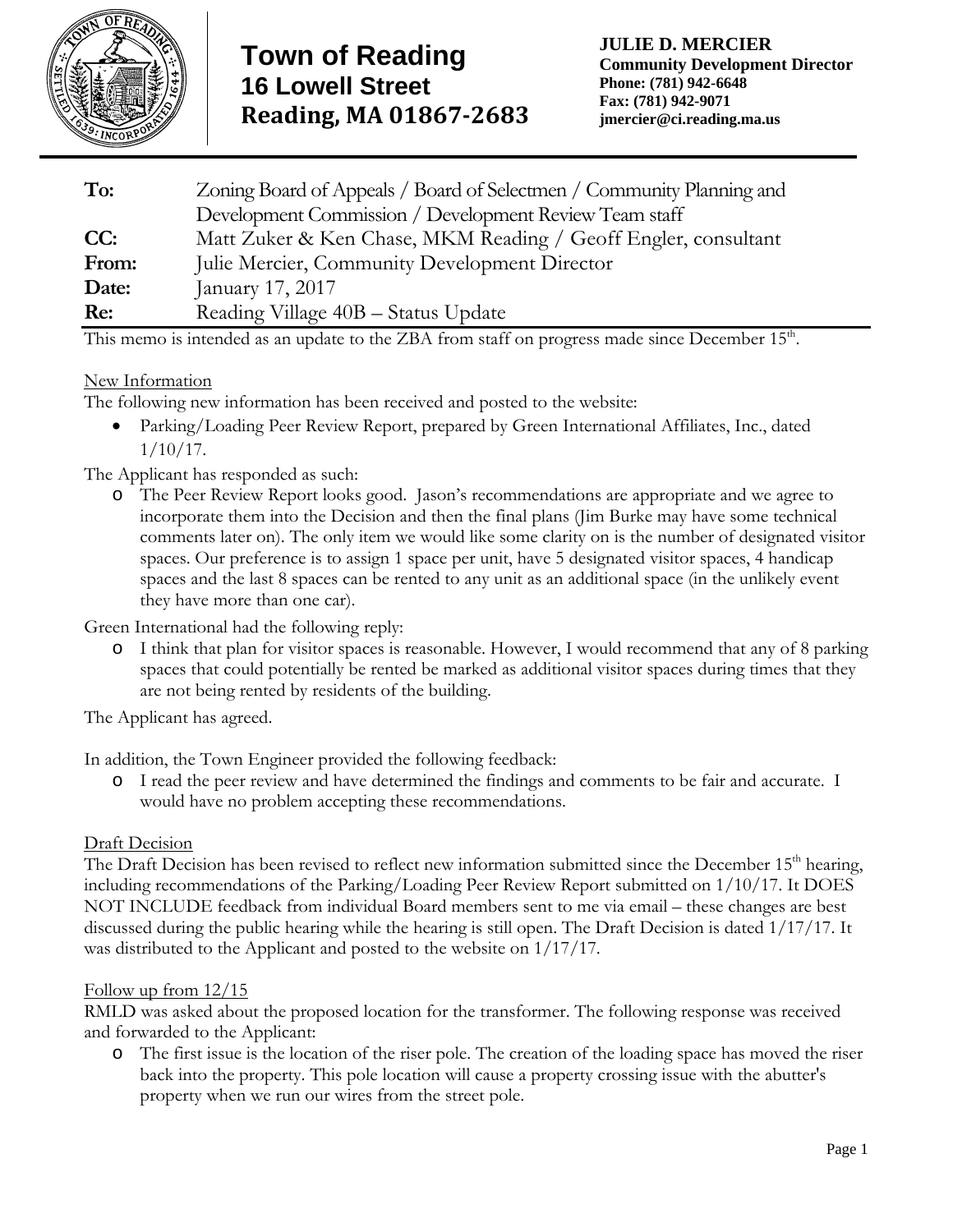# Town of Reading
## 16 Lowell Street
## Reading, MA 01867-2683

**JULIE D. MERCIER**
**Community Development Director**
**Phone: (781) 942-6648**
**Fax: (781) 942-9071**
**jmercier@ci.reading.ma.us**

| | |
|---|---|
| **To:** | Zoning Board of Appeals / Board of Selectmen / Community Planning and Development Commission / Development Review Team staff |
| **CC:** | Matt Zuker & Ken Chase, MKM Reading / Geoff Engler, consultant |
| **From:** | Julie Mercier, Community Development Director |
| **Date:** | January 17, 2017 |
| **Re:** | Reading Village 40B – Status Update |

This memo is intended as an update to the ZBA from staff on progress made since December 15th.

New Information

The following new information has been received and posted to the website:

- Parking/Loading Peer Review Report, prepared by Green International Affiliates, Inc., dated 1/10/17.

The Applicant has responded as such:

- The Peer Review Report looks good. Jason's recommendations are appropriate and we agree to incorporate them into the Decision and then the final plans (Jim Burke may have some technical comments later on). The only item we would like some clarity on is the number of designated visitor spaces. Our preference is to assign 1 space per unit, have 5 designated visitor spaces, 4 handicap spaces and the last 8 spaces can be rented to any unit as an additional space (in the unlikely event they have more than one car).

Green International had the following reply:

- I think that plan for visitor spaces is reasonable. However, I would recommend that any of 8 parking spaces that could potentially be rented be marked as additional visitor spaces during times that they are not being rented by residents of the building.

The Applicant has agreed.

In addition, the Town Engineer provided the following feedback:

- I read the peer review and have determined the findings and comments to be fair and accurate. I would have no problem accepting these recommendations.

Draft Decision

The Draft Decision has been revised to reflect new information submitted since the December 15th hearing, including recommendations of the Parking/Loading Peer Review Report submitted on 1/10/17. It DOES NOT INCLUDE feedback from individual Board members sent to me via email – these changes are best discussed during the public hearing while the hearing is still open. The Draft Decision is dated 1/17/17. It was distributed to the Applicant and posted to the website on 1/17/17.

Follow up from 12/15

RMLD was asked about the proposed location for the transformer. The following response was received and forwarded to the Applicant:

- The first issue is the location of the riser pole. The creation of the loading space has moved the riser back into the property. This pole location will cause a property crossing issue with the abutter's property when we run our wires from the street pole.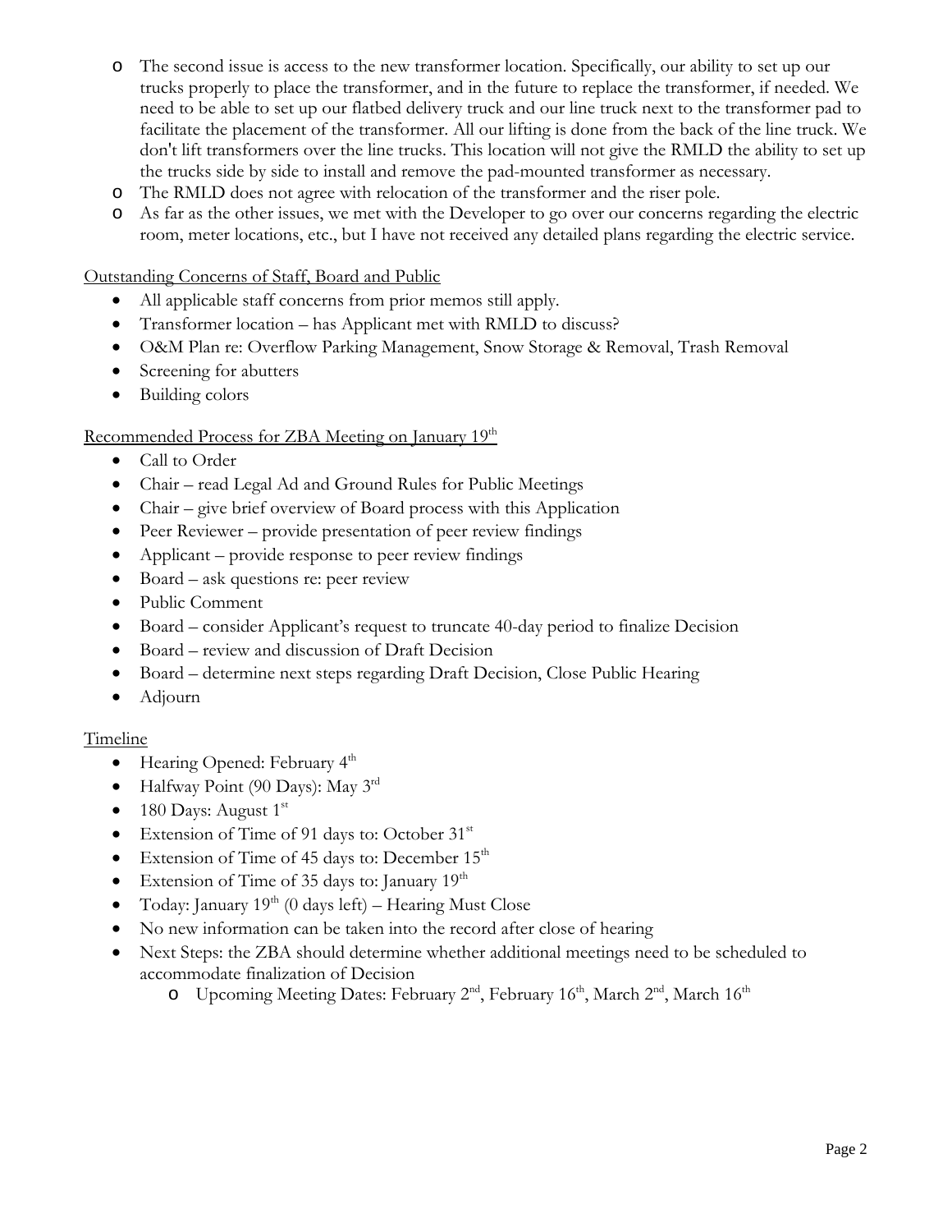- The second issue is access to the new transformer location. Specifically, our ability to set up our trucks properly to place the transformer, and in the future to replace the transformer, if needed. We need to be able to set up our flatbed delivery truck and our line truck next to the transformer pad to facilitate the placement of the transformer. All our lifting is done from the back of the line truck. We don't lift transformers over the line trucks. This location will not give the RMLD the ability to set up the trucks side by side to install and remove the pad-mounted transformer as necessary.
- The RMLD does not agree with relocation of the transformer and the riser pole.
- As far as the other issues, we met with the Developer to go over our concerns regarding the electric room, meter locations, etc., but I have not received any detailed plans regarding the electric service.

Outstanding Concerns of Staff, Board and Public

- All applicable staff concerns from prior memos still apply.
- Transformer location – has Applicant met with RMLD to discuss?
- O&M Plan re: Overflow Parking Management, Snow Storage & Removal, Trash Removal
- Screening for abutters
- Building colors

Recommended Process for ZBA Meeting on January 19th

- Call to Order
- Chair – read Legal Ad and Ground Rules for Public Meetings
- Chair – give brief overview of Board process with this Application
- Peer Reviewer – provide presentation of peer review findings
- Applicant – provide response to peer review findings
- Board – ask questions re: peer review
- Public Comment
- Board – consider Applicant's request to truncate 40-day period to finalize Decision
- Board – review and discussion of Draft Decision
- Board – determine next steps regarding Draft Decision, Close Public Hearing
- Adjourn

Timeline

- Hearing Opened: February 4th
- Halfway Point (90 Days): May 3rd
- 180 Days: August 1st
- Extension of Time of 91 days to: October 31st
- Extension of Time of 45 days to: December 15th
- Extension of Time of 35 days to: January 19th
- Today: January 19th (0 days left) – Hearing Must Close
- No new information can be taken into the record after close of hearing
- Next Steps: the ZBA should determine whether additional meetings need to be scheduled to accommodate finalization of Decision
  - Upcoming Meeting Dates: February 2nd, February 16th, March 2nd, March 16th